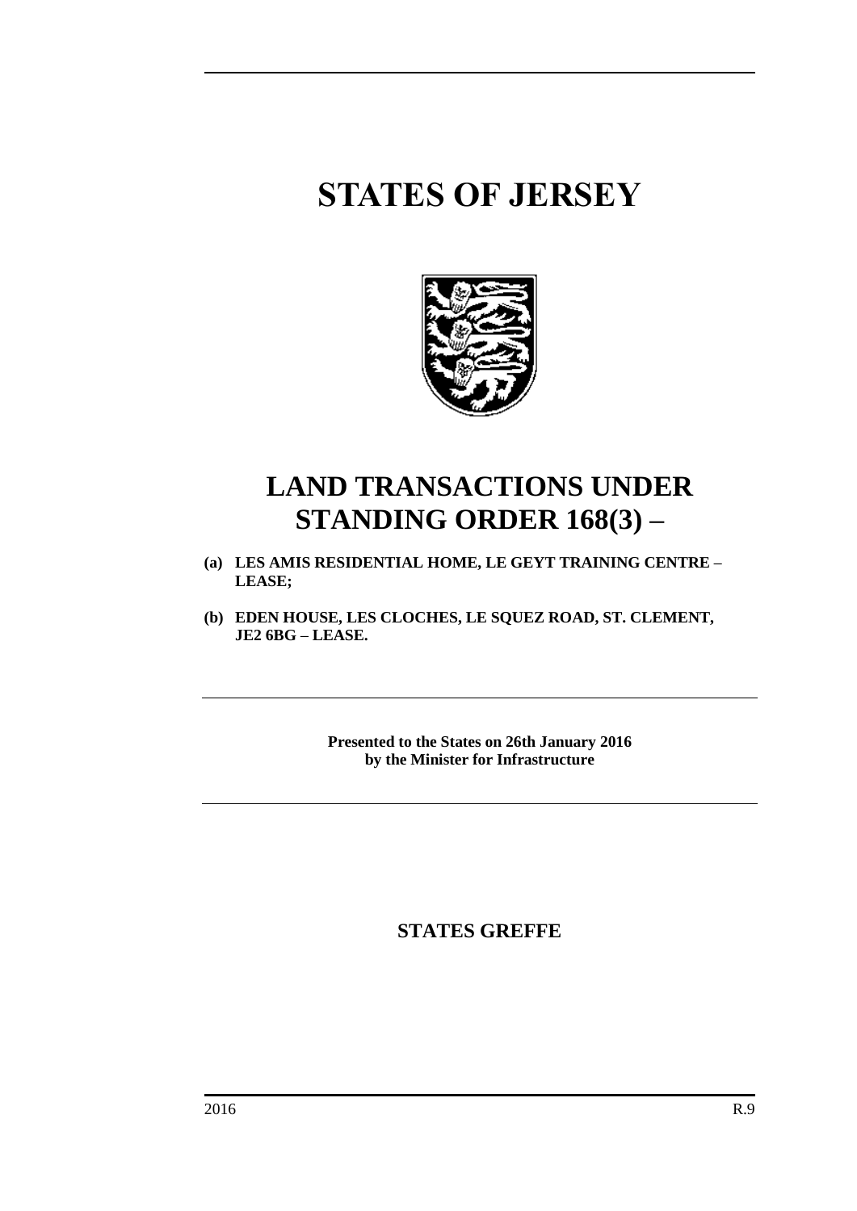# STATES OF JERSEY

# LAND TRANSACTIONS UNDER STANDING ORDER 168(3) –

**(a) LES AMIS RESIDENTIAL HOME, LE GEYT TRAINING CENTRE – LEASE;**

**(b) EDEN HOUSE, LES CLOCHES, LE SQUEZ ROAD, ST. CLEMENT, JE2 6BG – LEASE.**

---

**Presented to the States on 26th January 2016**
**by the Minister for Infrastructure**

---

**STATES GREFFE**

2016 R.9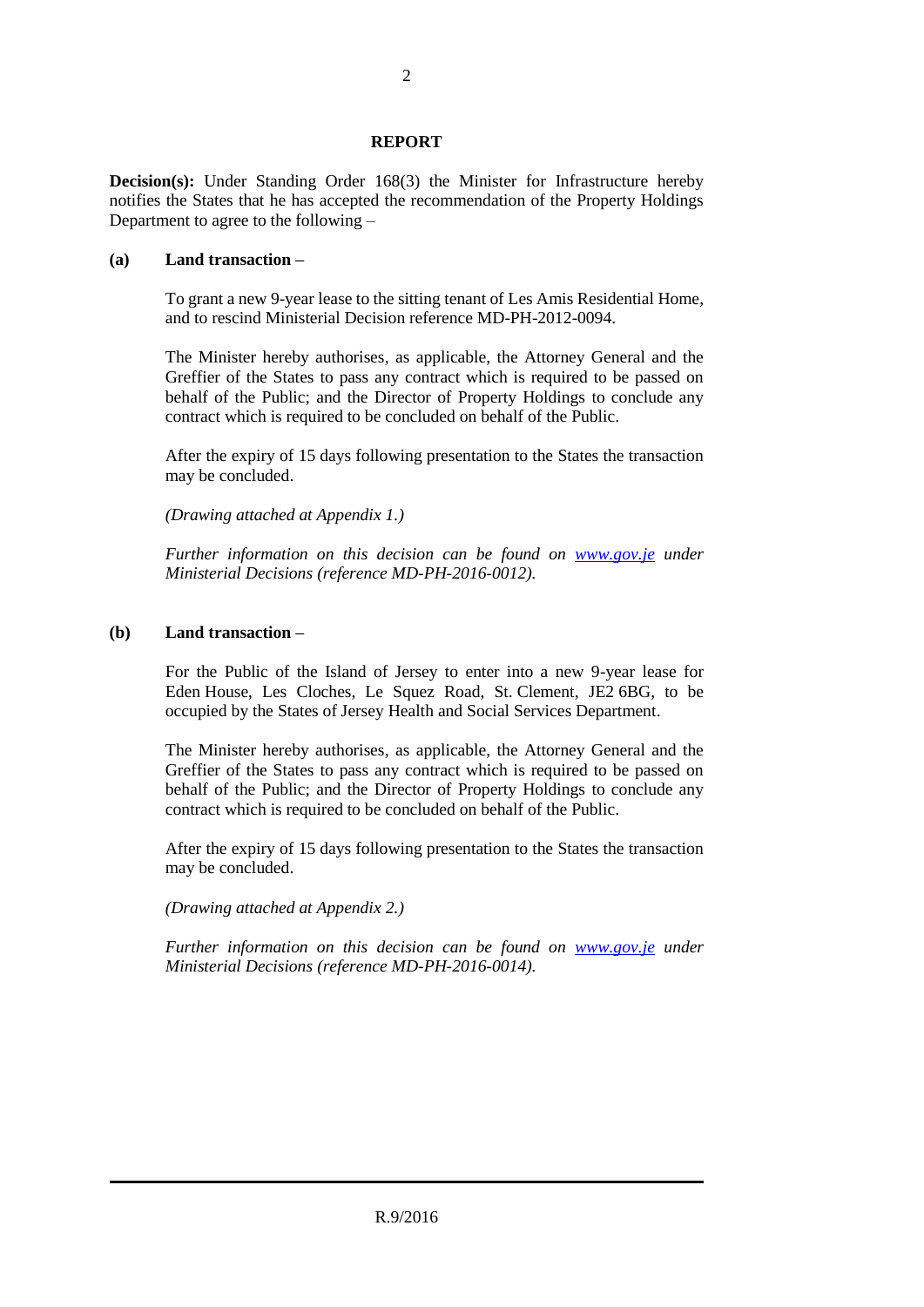## REPORT

**Decision(s):** Under Standing Order 168(3) the Minister for Infrastructure hereby notifies the States that he has accepted the recommendation of the Property Holdings Department to agree to the following –

**(a) Land transaction –**

To grant a new 9-year lease to the sitting tenant of Les Amis Residential Home, and to rescind Ministerial Decision reference MD-PH-2012-0094.

The Minister hereby authorises, as applicable, the Attorney General and the Greffier of the States to pass any contract which is required to be passed on behalf of the Public; and the Director of Property Holdings to conclude any contract which is required to be concluded on behalf of the Public.

After the expiry of 15 days following presentation to the States the transaction may be concluded.

*(Drawing attached at Appendix 1.)*

*Further information on this decision can be found on [www.gov.je](http://www.gov.je) under Ministerial Decisions (reference MD-PH-2016-0012).*

**(b) Land transaction –**

For the Public of the Island of Jersey to enter into a new 9-year lease for Eden House, Les Cloches, Le Squez Road, St. Clement, JE2 6BG, to be occupied by the States of Jersey Health and Social Services Department.

The Minister hereby authorises, as applicable, the Attorney General and the Greffier of the States to pass any contract which is required to be passed on behalf of the Public; and the Director of Property Holdings to conclude any contract which is required to be concluded on behalf of the Public.

After the expiry of 15 days following presentation to the States the transaction may be concluded.

*(Drawing attached at Appendix 2.)*

*Further information on this decision can be found on [www.gov.je](http://www.gov.je) under Ministerial Decisions (reference MD-PH-2016-0014).*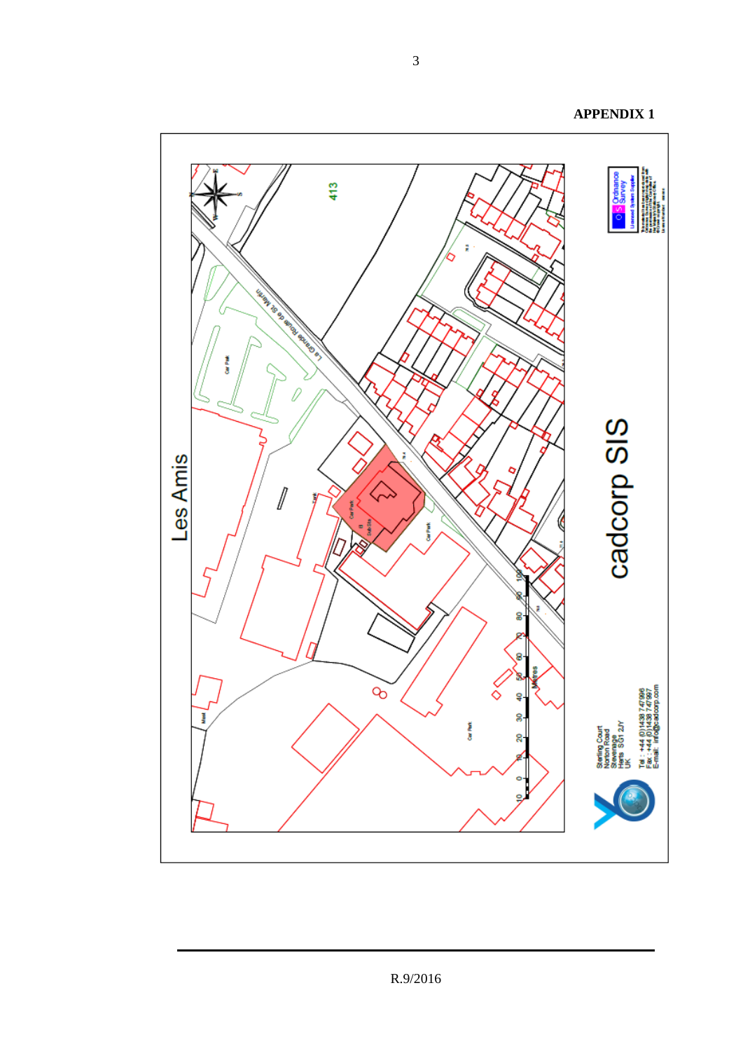**APPENDIX 1**

Les Amis

La Grande Route de St Martin

Car Park

Sub Sta

413

Metres

0 10 20 30 40 50 60 70 80 90 100

cadcorp SIS

Ordnance Survey

Licensed System Supplier

Sterling Court
Norton Road
Stevenage
Herts SG1 2JY
UK

Tel : +44 (0)1438 747996
Fax : +44 (0)1438 747997
E-mail : info@cadcorp.com

R.9/2016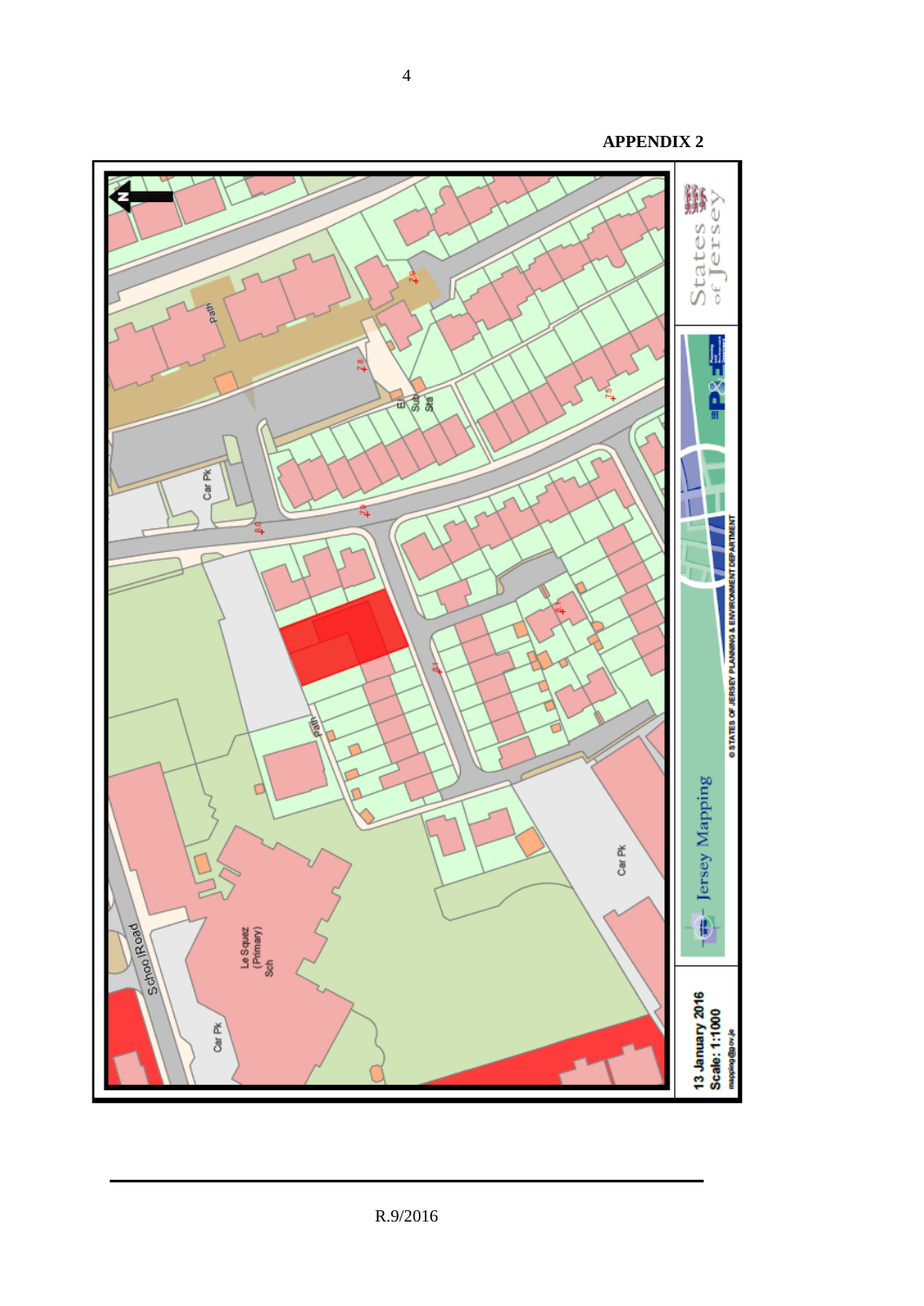**APPENDIX 2**

School Road

Le Squez (Primary) Sch

Car Pk

Car Pk

Car Pk

Path

Path

El Sub Sta

States of Jersey

Jersey Mapping

© STATES OF JERSEY PLANNING & ENVIRONMENT DEPARTMENT

13 January 2016
Scale: 1:1000
mapping@gov.je